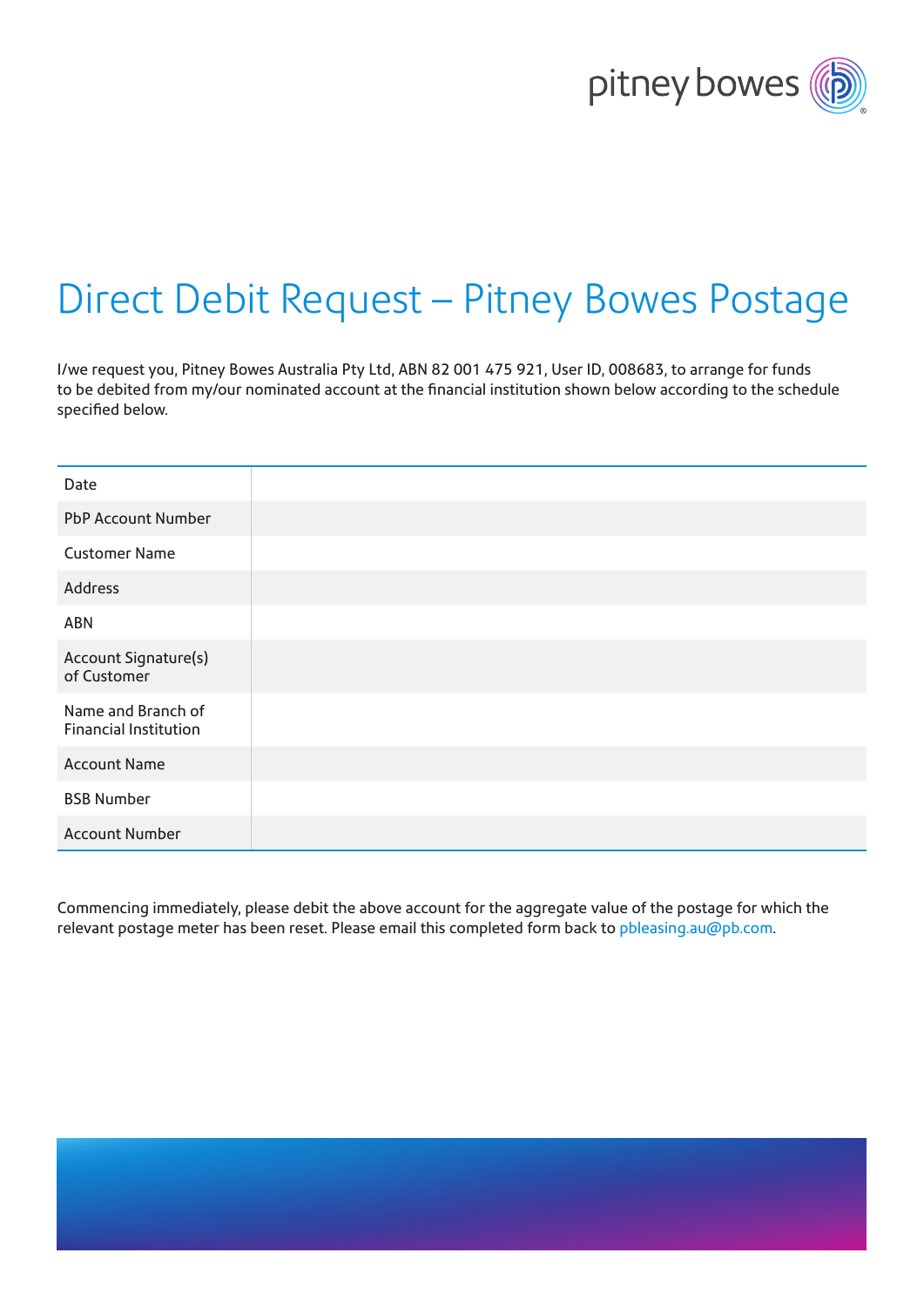# Direct Debit Request – Pitney Bowes Postage

I/we request you, Pitney Bowes Australia Pty Ltd, ABN 82 001 475 921, User ID, 008683, to arrange for funds to be debited from my/our nominated account at the financial institution shown below according to the schedule specified below.

| | |
|---|---|
| Date | |
| PbP Account Number | |
| Customer Name | |
| Address | |
| ABN | |
| Account Signature(s) of Customer | |
| Name and Branch of Financial Institution | |
| Account Name | |
| BSB Number | |
| Account Number | |

Commencing immediately, please debit the above account for the aggregate value of the postage for which the relevant postage meter has been reset. Please email this completed form back to pbleasing.au@pb.com.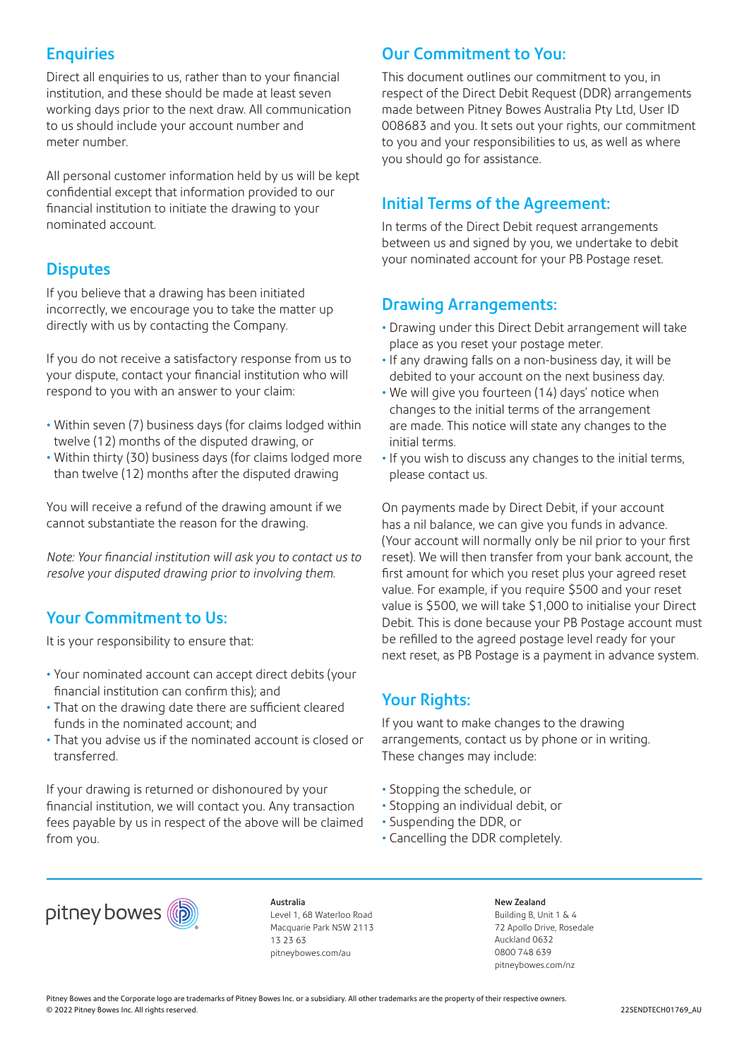## Enquiries

Direct all enquiries to us, rather than to your financial institution, and these should be made at least seven working days prior to the next draw. All communication to us should include your account number and meter number.

All personal customer information held by us will be kept confidential except that information provided to our financial institution to initiate the drawing to your nominated account.

## Disputes

If you believe that a drawing has been initiated incorrectly, we encourage you to take the matter up directly with us by contacting the Company.

If you do not receive a satisfactory response from us to your dispute, contact your financial institution who will respond to you with an answer to your claim:

- Within seven (7) business days (for claims lodged within twelve (12) months of the disputed drawing, or
- Within thirty (30) business days (for claims lodged more than twelve (12) months after the disputed drawing

You will receive a refund of the drawing amount if we cannot substantiate the reason for the drawing.

*Note: Your financial institution will ask you to contact us to resolve your disputed drawing prior to involving them.*

## Your Commitment to Us:

It is your responsibility to ensure that:

- Your nominated account can accept direct debits (your financial institution can confirm this); and
- That on the drawing date there are sufficient cleared funds in the nominated account; and
- That you advise us if the nominated account is closed or transferred.

If your drawing is returned or dishonoured by your financial institution, we will contact you. Any transaction fees payable by us in respect of the above will be claimed from you.

## Our Commitment to You:

This document outlines our commitment to you, in respect of the Direct Debit Request (DDR) arrangements made between Pitney Bowes Australia Pty Ltd, User ID 008683 and you. It sets out your rights, our commitment to you and your responsibilities to us, as well as where you should go for assistance.

## Initial Terms of the Agreement:

In terms of the Direct Debit request arrangements between us and signed by you, we undertake to debit your nominated account for your PB Postage reset.

## Drawing Arrangements:

- Drawing under this Direct Debit arrangement will take place as you reset your postage meter.
- If any drawing falls on a non-business day, it will be debited to your account on the next business day.
- We will give you fourteen (14) days' notice when changes to the initial terms of the arrangement are made. This notice will state any changes to the initial terms.
- If you wish to discuss any changes to the initial terms, please contact us.

On payments made by Direct Debit, if your account has a nil balance, we can give you funds in advance. (Your account will normally only be nil prior to your first reset). We will then transfer from your bank account, the first amount for which you reset plus your agreed reset value. For example, if you require $500 and your reset value is $500, we will take $1,000 to initialise your Direct Debit. This is done because your PB Postage account must be refilled to the agreed postage level ready for your next reset, as PB Postage is a payment in advance system.

## Your Rights:

If you want to make changes to the drawing arrangements, contact us by phone or in writing. These changes may include:

- Stopping the schedule, or
- Stopping an individual debit, or
- Suspending the DDR, or
- Cancelling the DDR completely.

pitney bowes

**Australia**
Level 1, 68 Waterloo Road
Macquarie Park NSW 2113
13 23 63
pitneybowes.com/au

**New Zealand**
Building B, Unit 1 & 4
72 Apollo Drive, Rosedale
Auckland 0632
0800 748 639
pitneybowes.com/nz

Pitney Bowes and the Corporate logo are trademarks of Pitney Bowes Inc. or a subsidiary. All other trademarks are the property of their respective owners.
© 2022 Pitney Bowes Inc. All rights reserved.

22SENDTECH01769_AU